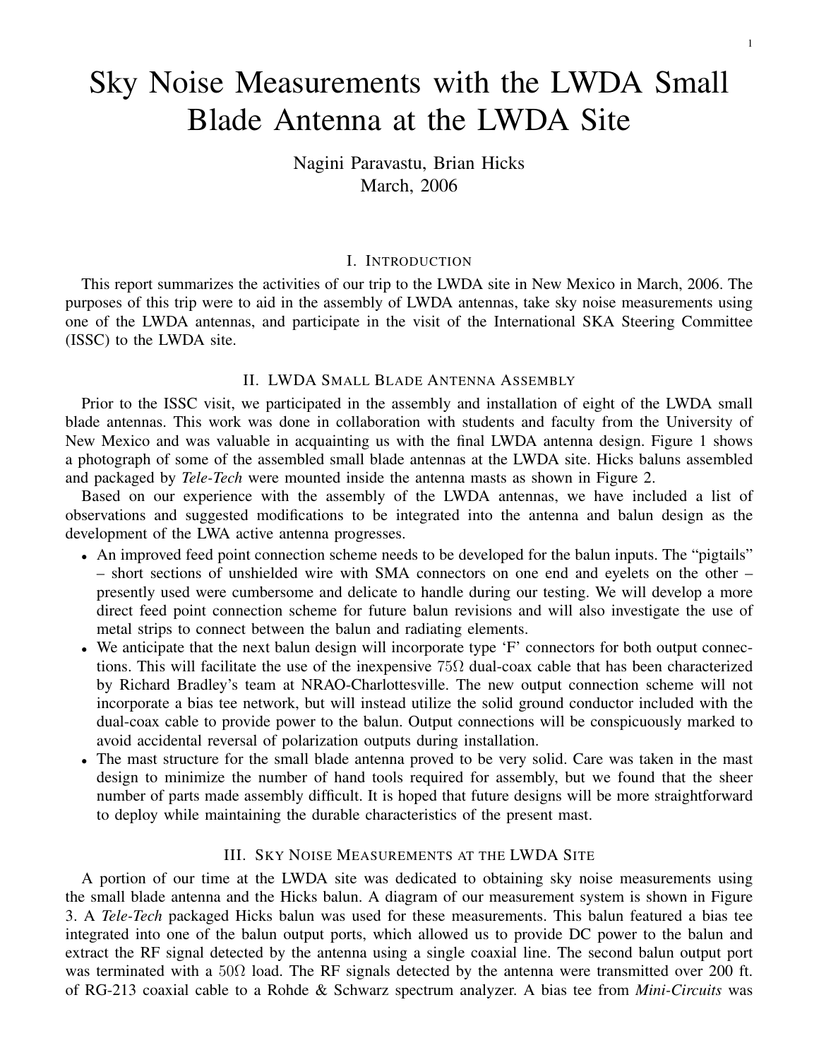# Sky Noise Measurements with the LWDA Small Blade Antenna at the LWDA Site

Nagini Paravastu, Brian Hicks
March, 2006

## I. Introduction

This report summarizes the activities of our trip to the LWDA site in New Mexico in March, 2006. The purposes of this trip were to aid in the assembly of LWDA antennas, take sky noise measurements using one of the LWDA antennas, and participate in the visit of the International SKA Steering Committee (ISSC) to the LWDA site.

## II. LWDA Small Blade Antenna Assembly

Prior to the ISSC visit, we participated in the assembly and installation of eight of the LWDA small blade antennas. This work was done in collaboration with students and faculty from the University of New Mexico and was valuable in acquainting us with the final LWDA antenna design. Figure 1 shows a photograph of some of the assembled small blade antennas at the LWDA site. Hicks baluns assembled and packaged by *Tele-Tech* were mounted inside the antenna masts as shown in Figure 2.

Based on our experience with the assembly of the LWDA antennas, we have included a list of observations and suggested modifications to be integrated into the antenna and balun design as the development of the LWA active antenna progresses.

- An improved feed point connection scheme needs to be developed for the balun inputs. The "pigtails" – short sections of unshielded wire with SMA connectors on one end and eyelets on the other – presently used were cumbersome and delicate to handle during our testing. We will develop a more direct feed point connection scheme for future balun revisions and will also investigate the use of metal strips to connect between the balun and radiating elements.
- We anticipate that the next balun design will incorporate type 'F' connectors for both output connections. This will facilitate the use of the inexpensive $75\Omega$ dual-coax cable that has been characterized by Richard Bradley's team at NRAO-Charlottesville. The new output connection scheme will not incorporate a bias tee network, but will instead utilize the solid ground conductor included with the dual-coax cable to provide power to the balun. Output connections will be conspicuously marked to avoid accidental reversal of polarization outputs during installation.
- The mast structure for the small blade antenna proved to be very solid. Care was taken in the mast design to minimize the number of hand tools required for assembly, but we found that the sheer number of parts made assembly difficult. It is hoped that future designs will be more straightforward to deploy while maintaining the durable characteristics of the present mast.

## III. Sky Noise Measurements at the LWDA Site

A portion of our time at the LWDA site was dedicated to obtaining sky noise measurements using the small blade antenna and the Hicks balun. A diagram of our measurement system is shown in Figure 3. A *Tele-Tech* packaged Hicks balun was used for these measurements. This balun featured a bias tee integrated into one of the balun output ports, which allowed us to provide DC power to the balun and extract the RF signal detected by the antenna using a single coaxial line. The second balun output port was terminated with a $50\Omega$ load. The RF signals detected by the antenna were transmitted over 200 ft. of RG-213 coaxial cable to a Rohde & Schwarz spectrum analyzer. A bias tee from *Mini-Circuits* was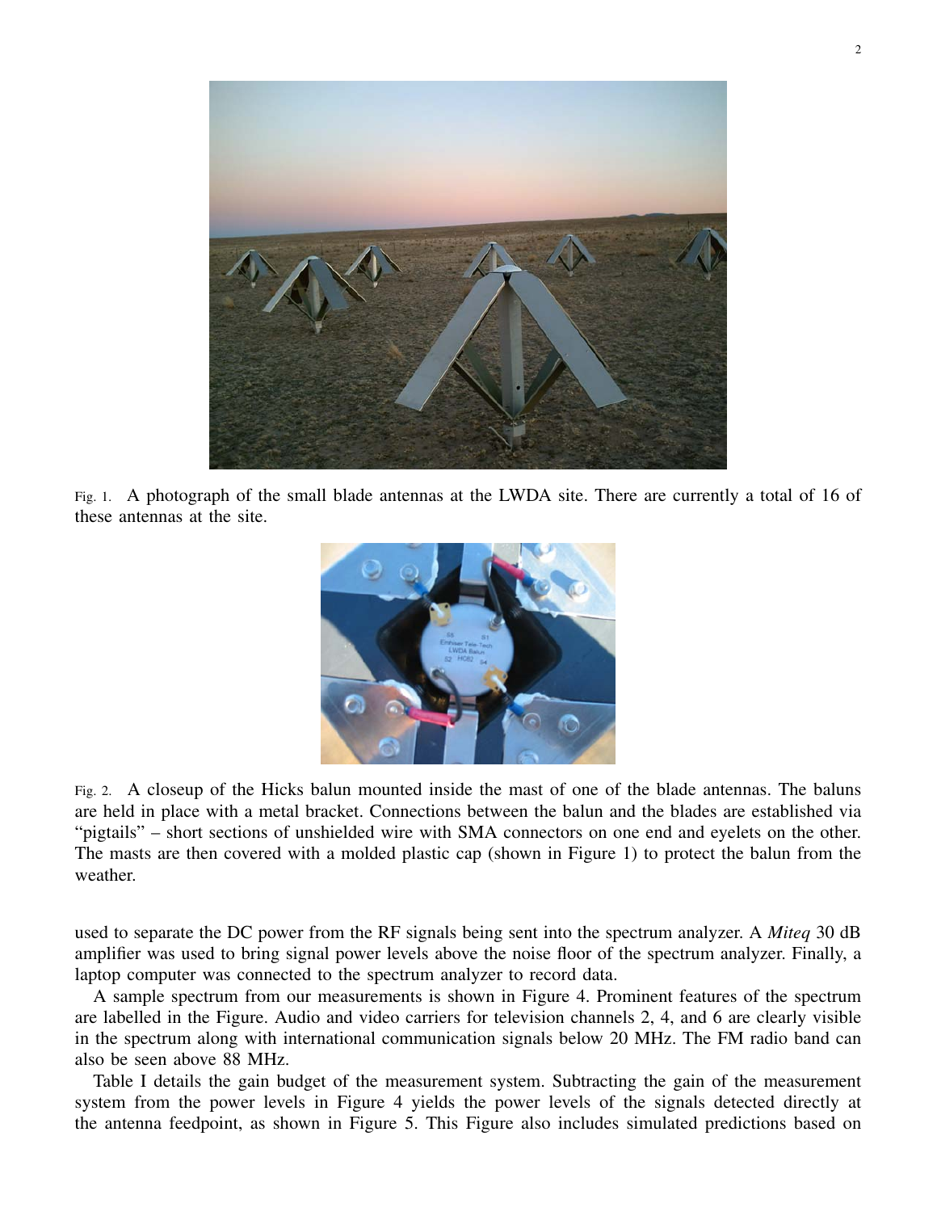Fig. 1. A photograph of the small blade antennas at the LWDA site. There are currently a total of 16 of these antennas at the site.

Fig. 2. A closeup of the Hicks balun mounted inside the mast of one of the blade antennas. The baluns are held in place with a metal bracket. Connections between the balun and the blades are established via "pigtails" – short sections of unshielded wire with SMA connectors on one end and eyelets on the other. The masts are then covered with a molded plastic cap (shown in Figure 1) to protect the balun from the weather.

used to separate the DC power from the RF signals being sent into the spectrum analyzer. A *Miteq* 30 dB amplifier was used to bring signal power levels above the noise floor of the spectrum analyzer. Finally, a laptop computer was connected to the spectrum analyzer to record data.

A sample spectrum from our measurements is shown in Figure 4. Prominent features of the spectrum are labelled in the Figure. Audio and video carriers for television channels 2, 4, and 6 are clearly visible in the spectrum along with international communication signals below 20 MHz. The FM radio band can also be seen above 88 MHz.

Table I details the gain budget of the measurement system. Subtracting the gain of the measurement system from the power levels in Figure 4 yields the power levels of the signals detected directly at the antenna feedpoint, as shown in Figure 5. This Figure also includes simulated predictions based on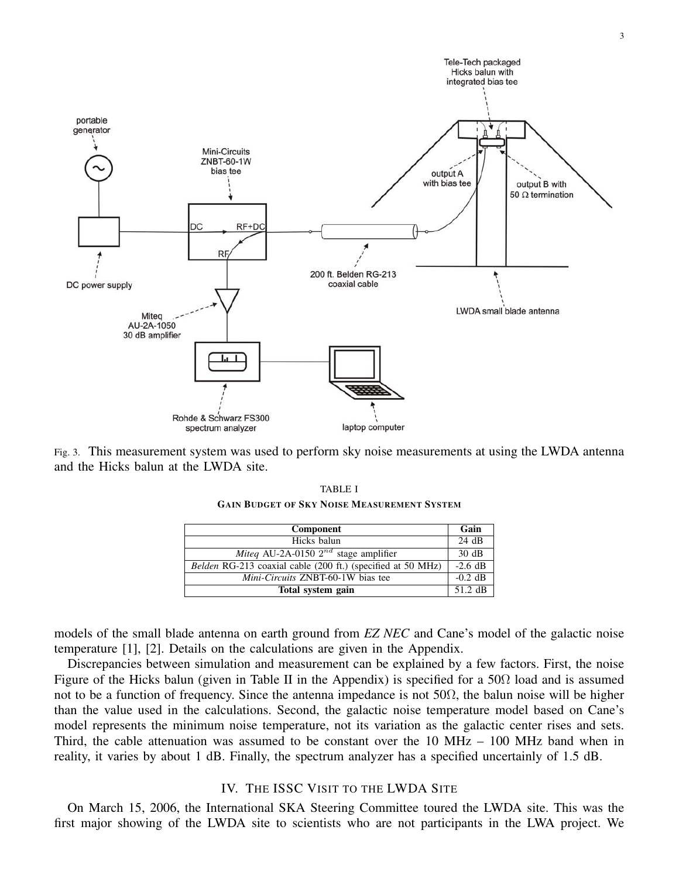Tele-Tech packaged
Hicks balun with
integrated bias tee

portable
generator

Mini-Circuits
ZNBT-60-1W
bias tee

output A
with bias tee

output B with
50 Ω termination

DC

RF+DC

RF

200 ft. Belden RG-213
coaxial cable

DC power supply

LWDA small blade antenna

Miteq
AU-2A-1050
30 dB amplifier

Rohde & Schwarz FS300
spectrum analyzer

laptop computer

Fig. 3. This measurement system was used to perform sky noise measurements at using the LWDA antenna and the Hicks balun at the LWDA site.

TABLE I

GAIN BUDGET OF SKY NOISE MEASUREMENT SYSTEM

| Component | Gain |
|---|---|
| Hicks balun | 24 dB |
| *Miteq* AU-2A-0150 $2^{nd}$ stage amplifier | 30 dB |
| *Belden* RG-213 coaxial cable (200 ft.) (specified at 50 MHz) | -2.6 dB |
| *Mini-Circuits* ZNBT-60-1W bias tee | -0.2 dB |
| **Total system gain** | 51.2 dB |

models of the small blade antenna on earth ground from *EZ NEC* and Cane's model of the galactic noise temperature [1], [2]. Details on the calculations are given in the Appendix.

Discrepancies between simulation and measurement can be explained by a few factors. First, the noise Figure of the Hicks balun (given in Table II in the Appendix) is specified for a 50Ω load and is assumed not to be a function of frequency. Since the antenna impedance is not 50Ω, the balun noise will be higher than the value used in the calculations. Second, the galactic noise temperature model based on Cane's model represents the minimum noise temperature, not its variation as the galactic center rises and sets. Third, the cable attenuation was assumed to be constant over the 10 MHz – 100 MHz band when in reality, it varies by about 1 dB. Finally, the spectrum analyzer has a specified uncertainly of 1.5 dB.

## IV. THE ISSC VISIT TO THE LWDA SITE

On March 15, 2006, the International SKA Steering Committee toured the LWDA site. This was the first major showing of the LWDA site to scientists who are not participants in the LWA project. We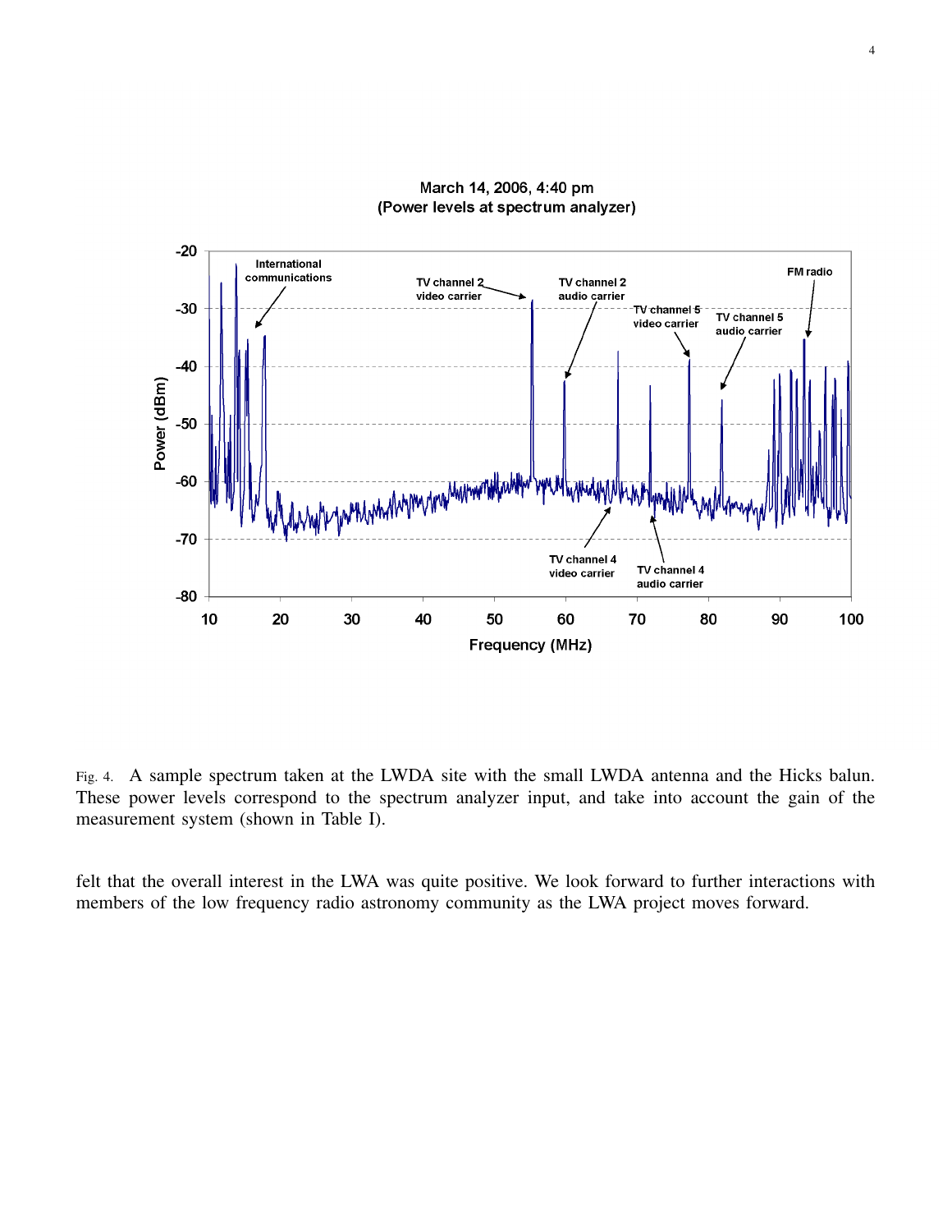March 14, 2006, 4:40 pm
(Power levels at spectrum analyzer)

International communications

TV channel 2 video carrier

TV channel 2 audio carrier

TV channel 5 video carrier

TV channel 5 audio carrier

FM radio

TV channel 4 video carrier

TV channel 4 audio carrier

Power (dBm)

-20
-30
-40
-50
-60
-70
-80

Frequency (MHz)

10 20 30 40 50 60 70 80 90 100

Fig. 4. A sample spectrum taken at the LWDA site with the small LWDA antenna and the Hicks balun. These power levels correspond to the spectrum analyzer input, and take into account the gain of the measurement system (shown in Table I).

felt that the overall interest in the LWA was quite positive. We look forward to further interactions with members of the low frequency radio astronomy community as the LWA project moves forward.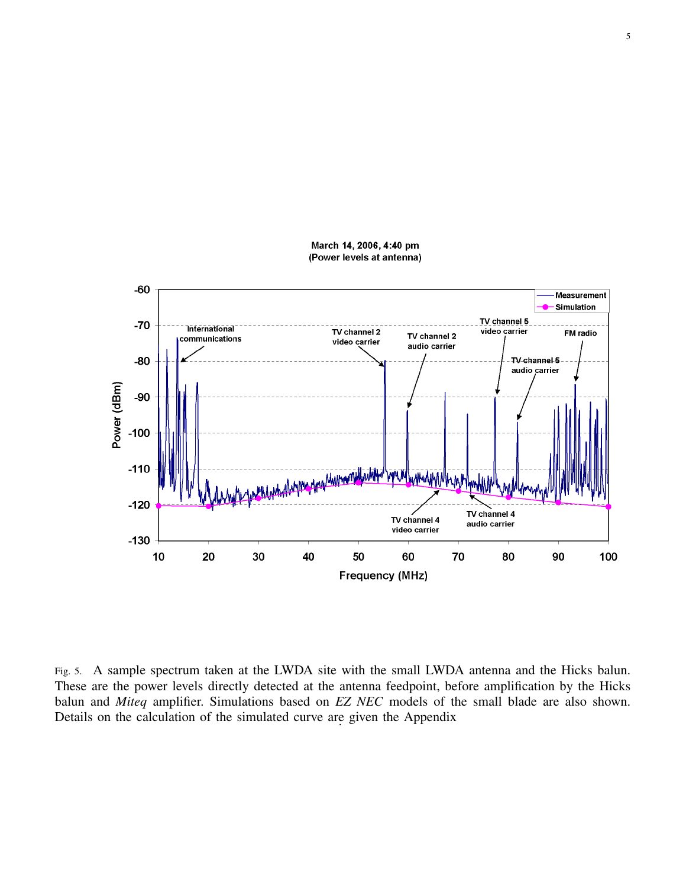March 14, 2006, 4:40 pm
(Power levels at antenna)

-60
-70
-80
-90
-100
-110
-120
-130

Power (dBm)

10
20
30
40
50
60
70
80
90
100

Frequency (MHz)

Measurement
Simulation

International communications
TV channel 2 video carrier
TV channel 2 audio carrier
TV channel 5 video carrier
TV channel 5 audio carrier
FM radio
TV channel 4 video carrier
TV channel 4 audio carrier

Fig. 5. A sample spectrum taken at the LWDA site with the small LWDA antenna and the Hicks balun. These are the power levels directly detected at the antenna feedpoint, before amplification by the Hicks balun and *Miteq* amplifier. Simulations based on *EZ NEC* models of the small blade are also shown. Details on the calculation of the simulated curve are given the Appendix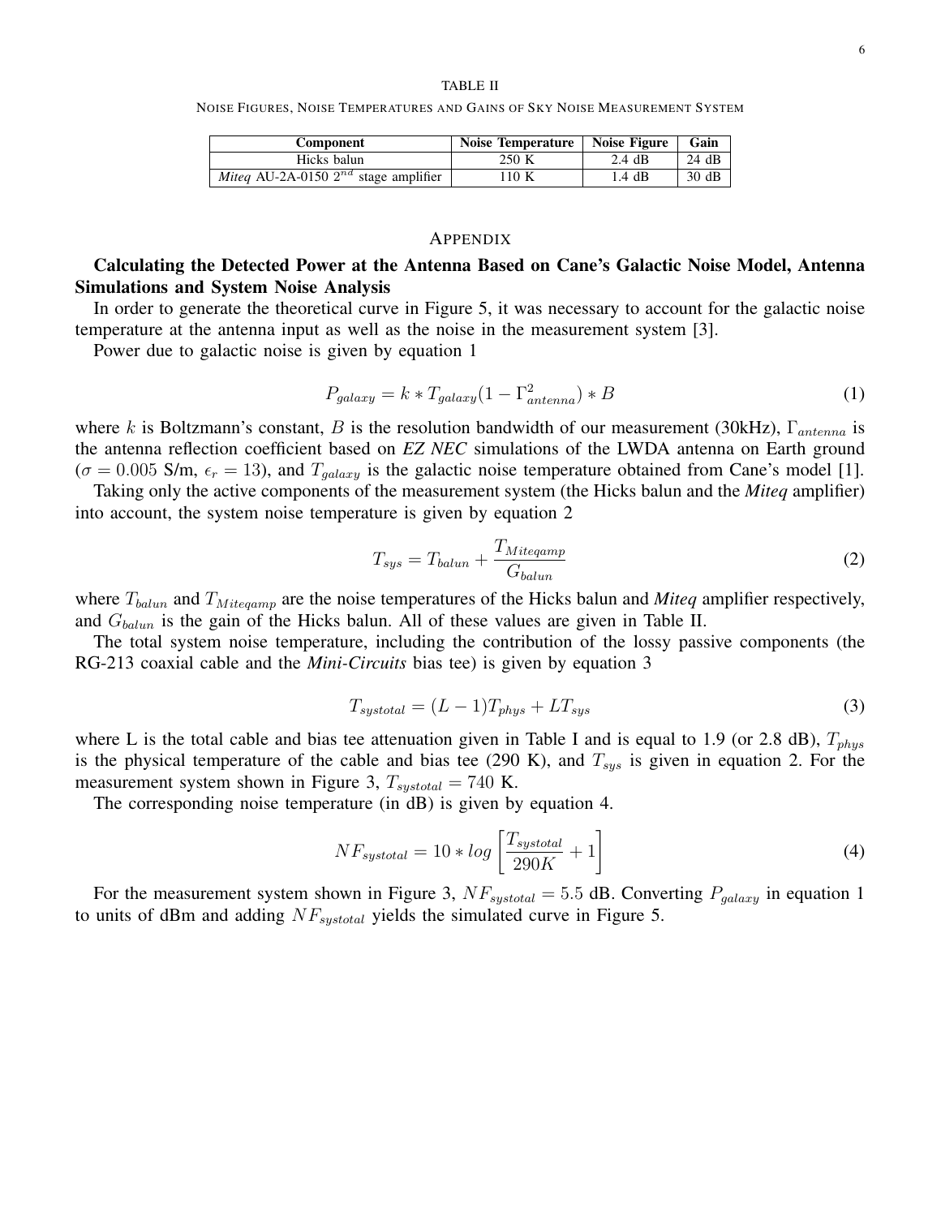TABLE II

NOISE FIGURES, NOISE TEMPERATURES AND GAINS OF SKY NOISE MEASUREMENT SYSTEM

| Component | Noise Temperature | Noise Figure | Gain |
|---|---|---|---|
| Hicks balun | 250 K | 2.4 dB | 24 dB |
| *Miteq* AU-2A-0150 $2^{nd}$ stage amplifier | 110 K | 1.4 dB | 30 dB |

## APPENDIX

### Calculating the Detected Power at the Antenna Based on Cane's Galactic Noise Model, Antenna Simulations and System Noise Analysis

In order to generate the theoretical curve in Figure 5, it was necessary to account for the galactic noise temperature at the antenna input as well as the noise in the measurement system [3].

Power due to galactic noise is given by equation 1

$$P_{galaxy} = k * T_{galaxy}(1 - \Gamma^2_{antenna}) * B \tag{1}$$

where $k$ is Boltzmann's constant, $B$ is the resolution bandwidth of our measurement (30kHz), $\Gamma_{antenna}$ is the antenna reflection coefficient based on ***EZ NEC*** simulations of the LWDA antenna on Earth ground ($\sigma = 0.005$ S/m, $\epsilon_r = 13$), and $T_{galaxy}$ is the galactic noise temperature obtained from Cane's model [1].

Taking only the active components of the measurement system (the Hicks balun and the ***Miteq*** amplifier) into account, the system noise temperature is given by equation 2

$$T_{sys} = T_{balun} + \frac{T_{Miteqamp}}{G_{balun}} \tag{2}$$

where $T_{balun}$ and $T_{Miteqamp}$ are the noise temperatures of the Hicks balun and ***Miteq*** amplifier respectively, and $G_{balun}$ is the gain of the Hicks balun. All of these values are given in Table II.

The total system noise temperature, including the contribution of the lossy passive components (the RG-213 coaxial cable and the ***Mini-Circuits*** bias tee) is given by equation 3

$$T_{systotal} = (L - 1)T_{phys} + LT_{sys} \tag{3}$$

where L is the total cable and bias tee attenuation given in Table I and is equal to 1.9 (or 2.8 dB), $T_{phys}$ is the physical temperature of the cable and bias tee (290 K), and $T_{sys}$ is given in equation 2. For the measurement system shown in Figure 3, $T_{systotal} = 740$ K.

The corresponding noise temperature (in dB) is given by equation 4.

$$NF_{systotal} = 10 * log\left[\frac{T_{systotal}}{290K} + 1\right] \tag{4}$$

For the measurement system shown in Figure 3, $NF_{systotal} = 5.5$ dB. Converting $P_{galaxy}$ in equation 1 to units of dBm and adding $NF_{systotal}$ yields the simulated curve in Figure 5.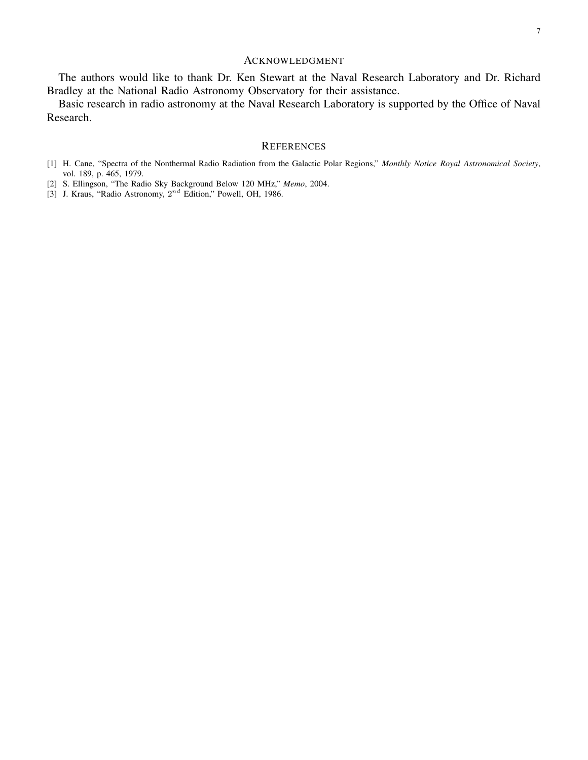## ACKNOWLEDGMENT

The authors would like to thank Dr. Ken Stewart at the Naval Research Laboratory and Dr. Richard Bradley at the National Radio Astronomy Observatory for their assistance.

Basic research in radio astronomy at the Naval Research Laboratory is supported by the Office of Naval Research.

## REFERENCES

[1] H. Cane, "Spectra of the Nonthermal Radio Radiation from the Galactic Polar Regions," *Monthly Notice Royal Astronomical Society*, vol. 189, p. 465, 1979.

[2] S. Ellingson, "The Radio Sky Background Below 120 MHz," *Memo*, 2004.

[3] J. Kraus, "Radio Astronomy, $2^{nd}$ Edition," Powell, OH, 1986.